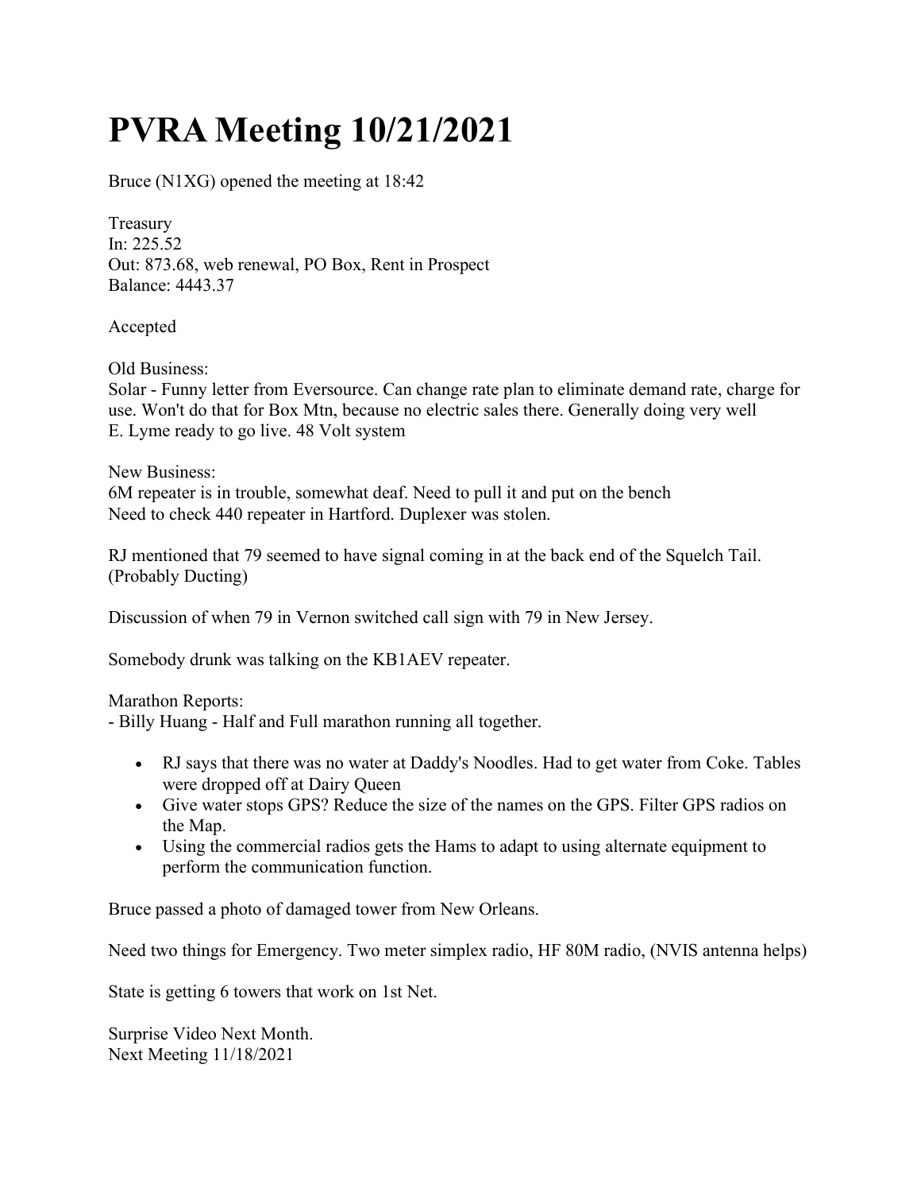# PVRA Meeting 10/21/2021

Bruce (N1XG) opened the meeting at 18:42

Treasury  
In: 225.52  
Out: 873.68, web renewal, PO Box, Rent in Prospect  
Balance: 4443.37

Accepted

Old Business:  
Solar - Funny letter from Eversource. Can change rate plan to eliminate demand rate, charge for use. Won't do that for Box Mtn, because no electric sales there. Generally doing very well  
E. Lyme ready to go live. 48 Volt system

New Business:  
6M repeater is in trouble, somewhat deaf. Need to pull it and put on the bench  
Need to check 440 repeater in Hartford. Duplexer was stolen.

RJ mentioned that 79 seemed to have signal coming in at the back end of the Squelch Tail. (Probably Ducting)

Discussion of when 79 in Vernon switched call sign with 79 in New Jersey.

Somebody drunk was talking on the KB1AEV repeater.

Marathon Reports:  
- Billy Huang - Half and Full marathon running all together.

- RJ says that there was no water at Daddy's Noodles. Had to get water from Coke. Tables were dropped off at Dairy Queen
- Give water stops GPS? Reduce the size of the names on the GPS. Filter GPS radios on the Map.
- Using the commercial radios gets the Hams to adapt to using alternate equipment to perform the communication function.

Bruce passed a photo of damaged tower from New Orleans.

Need two things for Emergency. Two meter simplex radio, HF 80M radio, (NVIS antenna helps)

State is getting 6 towers that work on 1st Net.

Surprise Video Next Month.  
Next Meeting 11/18/2021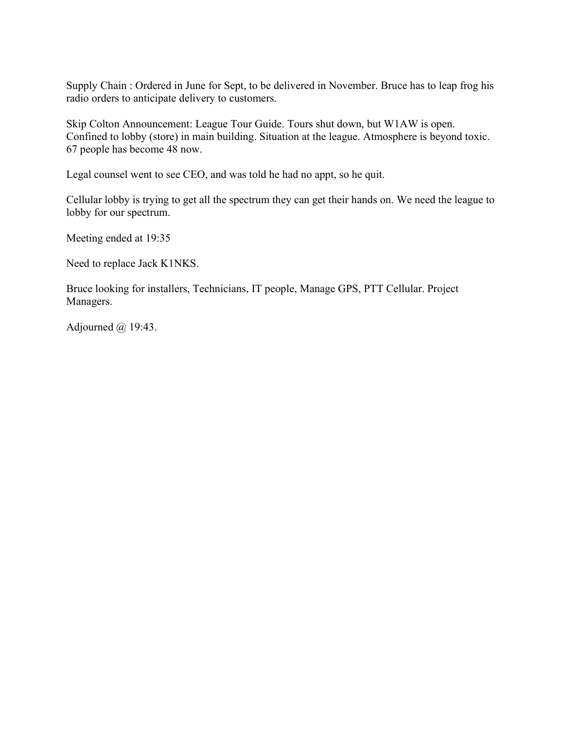Supply Chain : Ordered in June for Sept, to be delivered in November. Bruce has to leap frog his radio orders to anticipate delivery to customers.

Skip Colton Announcement: League Tour Guide. Tours shut down, but W1AW is open. Confined to lobby (store) in main building. Situation at the league. Atmosphere is beyond toxic. 67 people has become 48 now.

Legal counsel went to see CEO, and was told he had no appt, so he quit.

Cellular lobby is trying to get all the spectrum they can get their hands on. We need the league to lobby for our spectrum.

Meeting ended at 19:35

Need to replace Jack K1NKS.

Bruce looking for installers, Technicians, IT people, Manage GPS, PTT Cellular. Project Managers.

Adjourned @ 19:43.